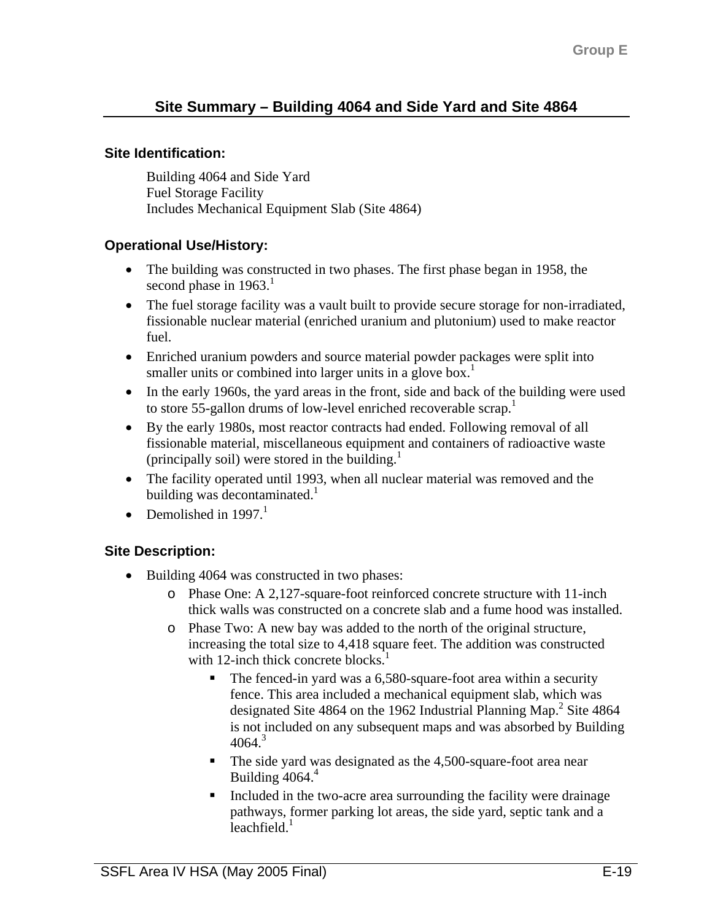## Site Summary – Building 4064 and Side Yard and Site 4864

### Site Identification:

Building 4064 and Side Yard
Fuel Storage Facility
Includes Mechanical Equipment Slab (Site 4864)

### Operational Use/History:

- The building was constructed in two phases. The first phase began in 1958, the second phase in 1963.[1]
- The fuel storage facility was a vault built to provide secure storage for non-irradiated, fissionable nuclear material (enriched uranium and plutonium) used to make reactor fuel.
- Enriched uranium powders and source material powder packages were split into smaller units or combined into larger units in a glove box.[1]
- In the early 1960s, the yard areas in the front, side and back of the building were used to store 55-gallon drums of low-level enriched recoverable scrap.[1]
- By the early 1980s, most reactor contracts had ended. Following removal of all fissionable material, miscellaneous equipment and containers of radioactive waste (principally soil) were stored in the building.[1]
- The facility operated until 1993, when all nuclear material was removed and the building was decontaminated.[1]
- Demolished in 1997.[1]

### Site Description:

- Building 4064 was constructed in two phases:
  - Phase One: A 2,127-square-foot reinforced concrete structure with 11-inch thick walls was constructed on a concrete slab and a fume hood was installed.
  - Phase Two: A new bay was added to the north of the original structure, increasing the total size to 4,418 square feet. The addition was constructed with 12-inch thick concrete blocks.[1]
    - The fenced-in yard was a 6,580-square-foot area within a security fence. This area included a mechanical equipment slab, which was designated Site 4864 on the 1962 Industrial Planning Map.[2] Site 4864 is not included on any subsequent maps and was absorbed by Building 4064.[3]
    - The side yard was designated as the 4,500-square-foot area near Building 4064.[4]
    - Included in the two-acre area surrounding the facility were drainage pathways, former parking lot areas, the side yard, septic tank and a leachfield.[1]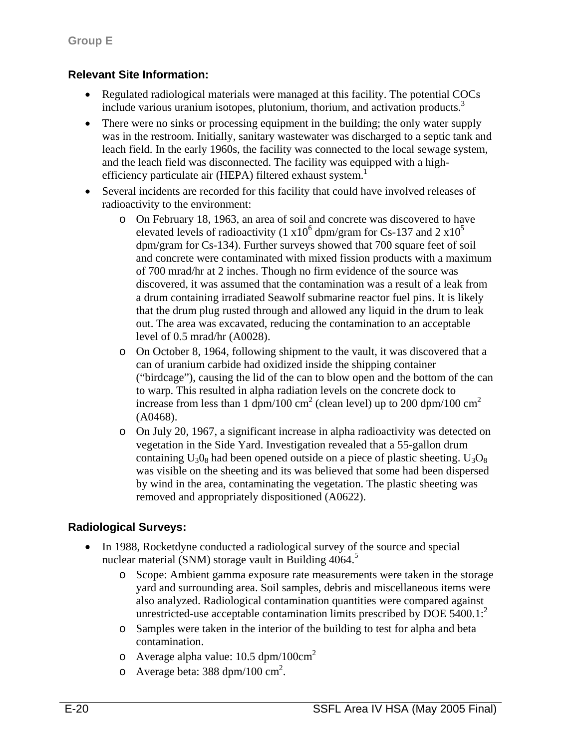Group E

**Relevant Site Information:**

- Regulated radiological materials were managed at this facility. The potential COCs include various uranium isotopes, plutonium, thorium, and activation products.[3]
- There were no sinks or processing equipment in the building; the only water supply was in the restroom. Initially, sanitary wastewater was discharged to a septic tank and leach field. In the early 1960s, the facility was connected to the local sewage system, and the leach field was disconnected. The facility was equipped with a high-efficiency particulate air (HEPA) filtered exhaust system.[1]
- Several incidents are recorded for this facility that could have involved releases of radioactivity to the environment:
  - On February 18, 1963, an area of soil and concrete was discovered to have elevated levels of radioactivity ($1 \times 10^6$ dpm/gram for Cs-137 and $2 \times 10^5$ dpm/gram for Cs-134). Further surveys showed that 700 square feet of soil and concrete were contaminated with mixed fission products with a maximum of 700 mrad/hr at 2 inches. Though no firm evidence of the source was discovered, it was assumed that the contamination was a result of a leak from a drum containing irradiated Seawolf submarine reactor fuel pins. It is likely that the drum plug rusted through and allowed any liquid in the drum to leak out. The area was excavated, reducing the contamination to an acceptable level of 0.5 mrad/hr (A0028).
  - On October 8, 1964, following shipment to the vault, it was discovered that a can of uranium carbide had oxidized inside the shipping container ("birdcage"), causing the lid of the can to blow open and the bottom of the can to warp. This resulted in alpha radiation levels on the concrete dock to increase from less than 1 dpm/100 $cm^2$ (clean level) up to 200 dpm/100 $cm^2$ (A0468).
  - On July 20, 1967, a significant increase in alpha radioactivity was detected on vegetation in the Side Yard. Investigation revealed that a 55-gallon drum containing $U_3O_8$ had been opened outside on a piece of plastic sheeting. $U_3O_8$ was visible on the sheeting and its was believed that some had been dispersed by wind in the area, contaminating the vegetation. The plastic sheeting was removed and appropriately dispositioned (A0622).

**Radiological Surveys:**

- In 1988, Rocketdyne conducted a radiological survey of the source and special nuclear material (SNM) storage vault in Building 4064.[5]
  - Scope: Ambient gamma exposure rate measurements were taken in the storage yard and surrounding area. Soil samples, debris and miscellaneous items were also analyzed. Radiological contamination quantities were compared against unrestricted-use acceptable contamination limits prescribed by DOE 5400.1:[2]
  - Samples were taken in the interior of the building to test for alpha and beta contamination.
  - Average alpha value: 10.5 dpm/100$cm^2$
  - Average beta: 388 dpm/100 $cm^2$.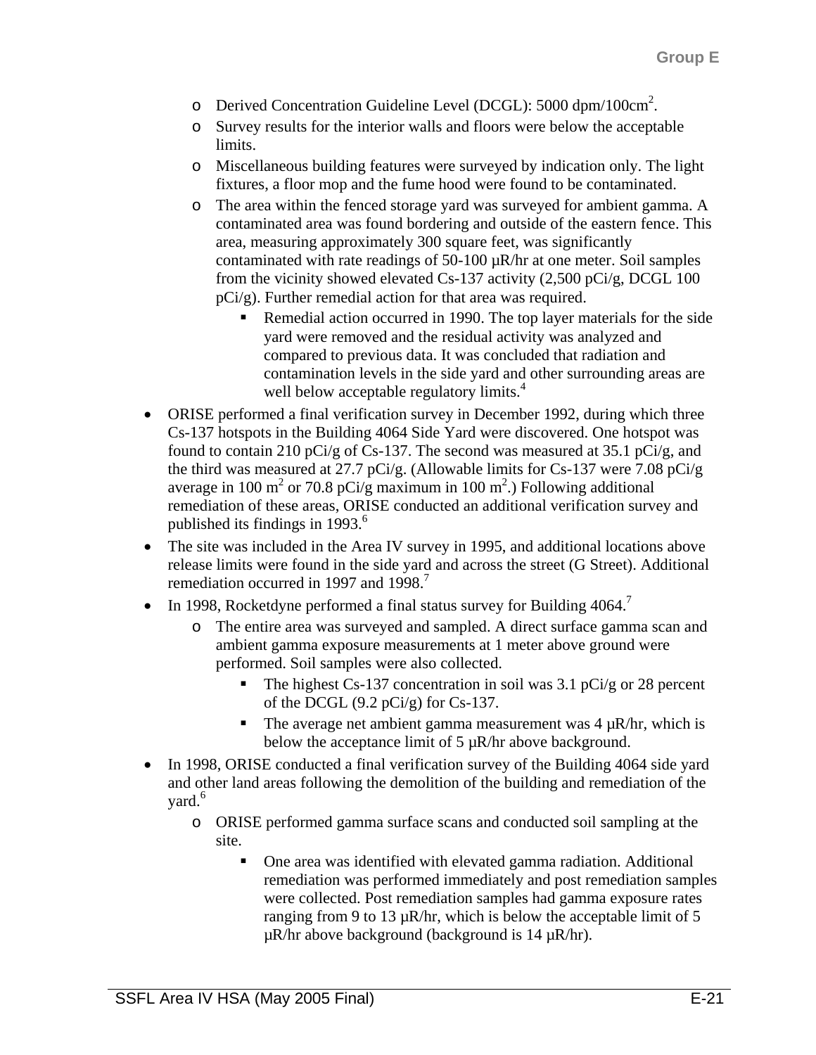- Derived Concentration Guideline Level (DCGL): 5000 dpm/100cm$^2$.
  - Survey results for the interior walls and floors were below the acceptable limits.
  - Miscellaneous building features were surveyed by indication only. The light fixtures, a floor mop and the fume hood were found to be contaminated.
  - The area within the fenced storage yard was surveyed for ambient gamma. A contaminated area was found bordering and outside of the eastern fence. This area, measuring approximately 300 square feet, was significantly contaminated with rate readings of 50-100 µR/hr at one meter. Soil samples from the vicinity showed elevated Cs-137 activity (2,500 pCi/g, DCGL 100 pCi/g). Further remedial action for that area was required.
    - Remedial action occurred in 1990. The top layer materials for the side yard were removed and the residual activity was analyzed and compared to previous data. It was concluded that radiation and contamination levels in the side yard and other surrounding areas are well below acceptable regulatory limits.[4]

- ORISE performed a final verification survey in December 1992, during which three Cs-137 hotspots in the Building 4064 Side Yard were discovered. One hotspot was found to contain 210 pCi/g of Cs-137. The second was measured at 35.1 pCi/g, and the third was measured at 27.7 pCi/g. (Allowable limits for Cs-137 were 7.08 pCi/g average in 100 m$^2$ or 70.8 pCi/g maximum in 100 m$^2$.) Following additional remediation of these areas, ORISE conducted an additional verification survey and published its findings in 1993.[6]
- The site was included in the Area IV survey in 1995, and additional locations above release limits were found in the side yard and across the street (G Street). Additional remediation occurred in 1997 and 1998.[7]
- In 1998, Rocketdyne performed a final status survey for Building 4064.[7]
  - The entire area was surveyed and sampled. A direct surface gamma scan and ambient gamma exposure measurements at 1 meter above ground were performed. Soil samples were also collected.
    - The highest Cs-137 concentration in soil was 3.1 pCi/g or 28 percent of the DCGL (9.2 pCi/g) for Cs-137.
    - The average net ambient gamma measurement was 4 µR/hr, which is below the acceptance limit of 5 µR/hr above background.
- In 1998, ORISE conducted a final verification survey of the Building 4064 side yard and other land areas following the demolition of the building and remediation of the yard.[6]
  - ORISE performed gamma surface scans and conducted soil sampling at the site.
    - One area was identified with elevated gamma radiation. Additional remediation was performed immediately and post remediation samples were collected. Post remediation samples had gamma exposure rates ranging from 9 to 13 µR/hr, which is below the acceptable limit of 5 µR/hr above background (background is 14 µR/hr).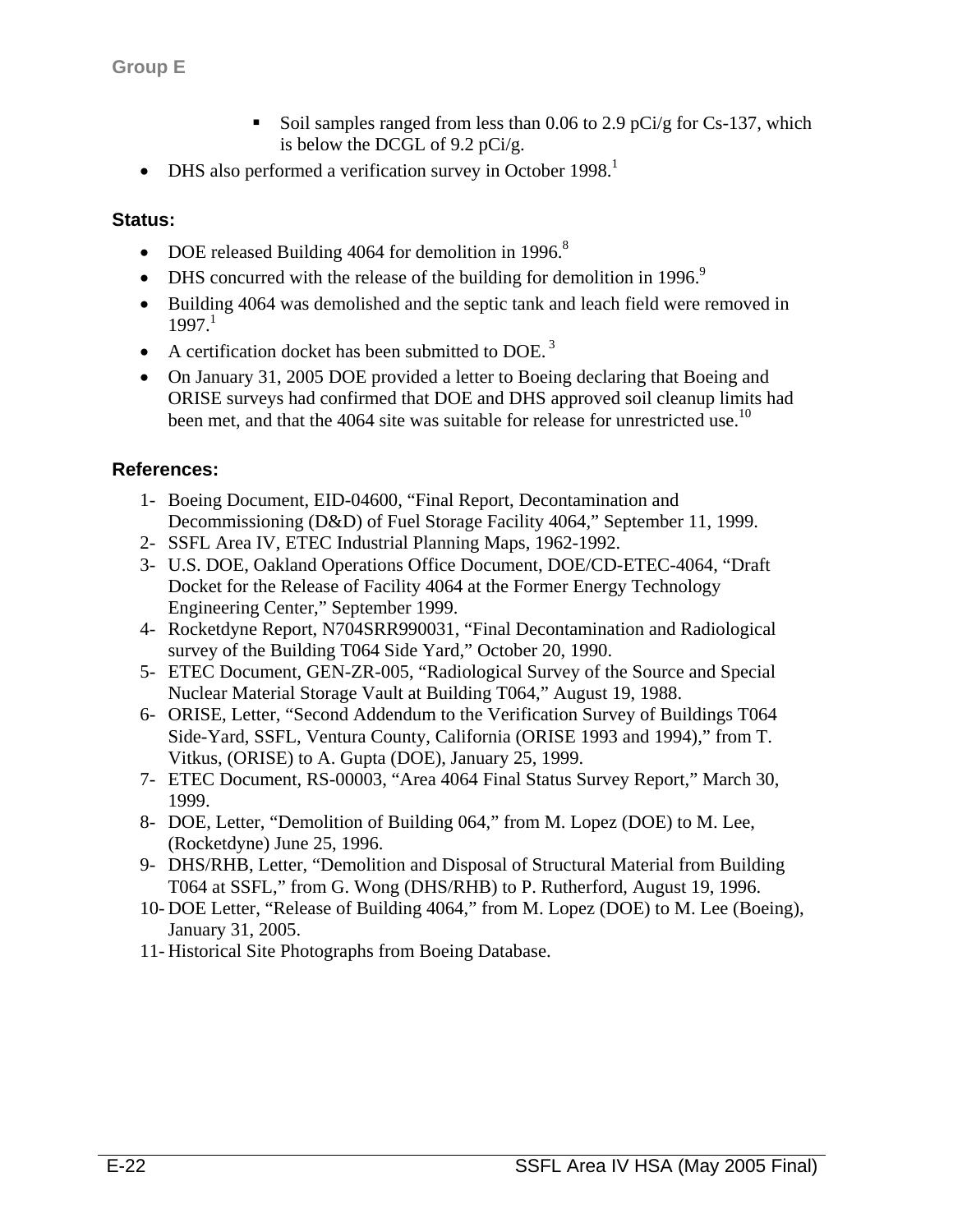- Soil samples ranged from less than 0.06 to 2.9 pCi/g for Cs-137, which is below the DCGL of 9.2 pCi/g.
- DHS also performed a verification survey in October 1998.[1]

**Status:**

- DOE released Building 4064 for demolition in 1996.[8]
- DHS concurred with the release of the building for demolition in 1996.[9]
- Building 4064 was demolished and the septic tank and leach field were removed in 1997.[1]
- A certification docket has been submitted to DOE.[3]
- On January 31, 2005 DOE provided a letter to Boeing declaring that Boeing and ORISE surveys had confirmed that DOE and DHS approved soil cleanup limits had been met, and that the 4064 site was suitable for release for unrestricted use.[10]

**References:**

1- Boeing Document, EID-04600, "Final Report, Decontamination and Decommissioning (D&D) of Fuel Storage Facility 4064," September 11, 1999.
2- SSFL Area IV, ETEC Industrial Planning Maps, 1962-1992.
3- U.S. DOE, Oakland Operations Office Document, DOE/CD-ETEC-4064, "Draft Docket for the Release of Facility 4064 at the Former Energy Technology Engineering Center," September 1999.
4- Rocketdyne Report, N704SRR990031, "Final Decontamination and Radiological survey of the Building T064 Side Yard," October 20, 1990.
5- ETEC Document, GEN-ZR-005, "Radiological Survey of the Source and Special Nuclear Material Storage Vault at Building T064," August 19, 1988.
6- ORISE, Letter, "Second Addendum to the Verification Survey of Buildings T064 Side-Yard, SSFL, Ventura County, California (ORISE 1993 and 1994)," from T. Vitkus, (ORISE) to A. Gupta (DOE), January 25, 1999.
7- ETEC Document, RS-00003, "Area 4064 Final Status Survey Report," March 30, 1999.
8- DOE, Letter, "Demolition of Building 064," from M. Lopez (DOE) to M. Lee, (Rocketdyne) June 25, 1996.
9- DHS/RHB, Letter, "Demolition and Disposal of Structural Material from Building T064 at SSFL," from G. Wong (DHS/RHB) to P. Rutherford, August 19, 1996.
10- DOE Letter, "Release of Building 4064," from M. Lopez (DOE) to M. Lee (Boeing), January 31, 2005.
11- Historical Site Photographs from Boeing Database.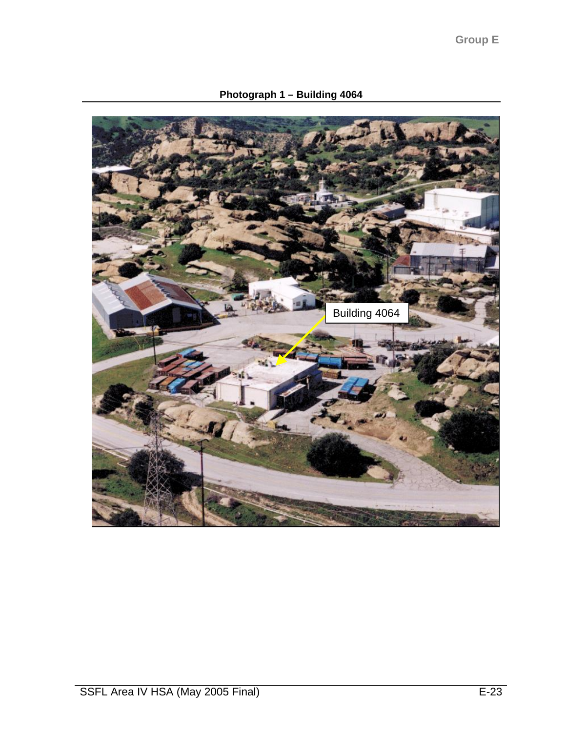**Photograph 1 – Building 4064**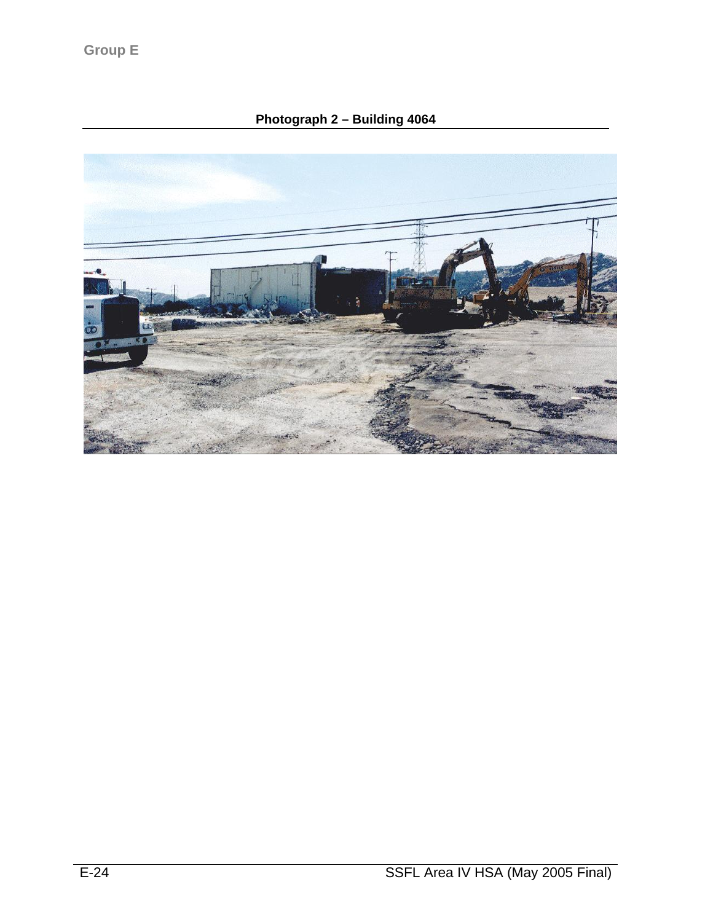Group E

**Photograph 2 – Building 4064**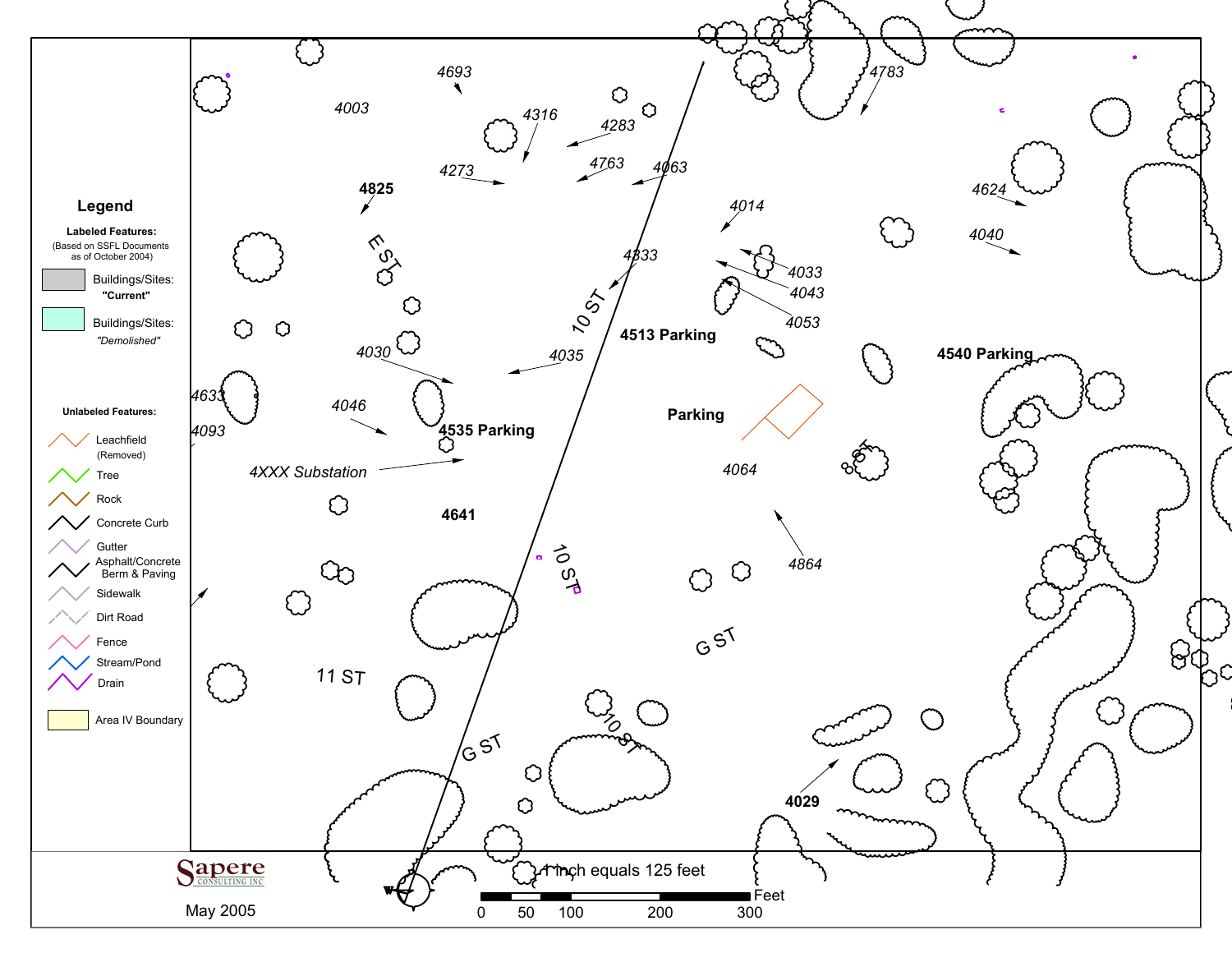## Legend

**Labeled Features:**
(Based on SSFL Documents as of October 2004)

- Buildings/Sites: **"Current"**
- Buildings/Sites: ***"Demolished"***

**Unlabeled Features:**

- Leachfield (Removed)
- Tree
- Rock
- Concrete Curb
- Gutter
- Asphalt/Concrete Berm & Paving
- Sidewalk
- Dirt Road
- Fence
- Stream/Pond
- Drain
- Area IV Boundary

*4693*
*4003*
*4316*
*4283*
*4783*
*4273*
*4763*
*4063*
**4825**
E ST
*4014*
*4624*
*4040*
*4333*
*4033*
*4043*
10 ST
*4053*
**4513 Parking**
*4030*
*4035*
**4540 Parking**
*4633*
*4046*
**4535 Parking**
**Parking**
*4093*
*4064*
*4XXX Substation*
**4641**
*4864*
10 ST
G ST
11 ST
10 ST
G ST
**4029**

Sapere CONSULTING INC

May 2005

1 inch equals 125 feet

0 50 100 200 300 Feet